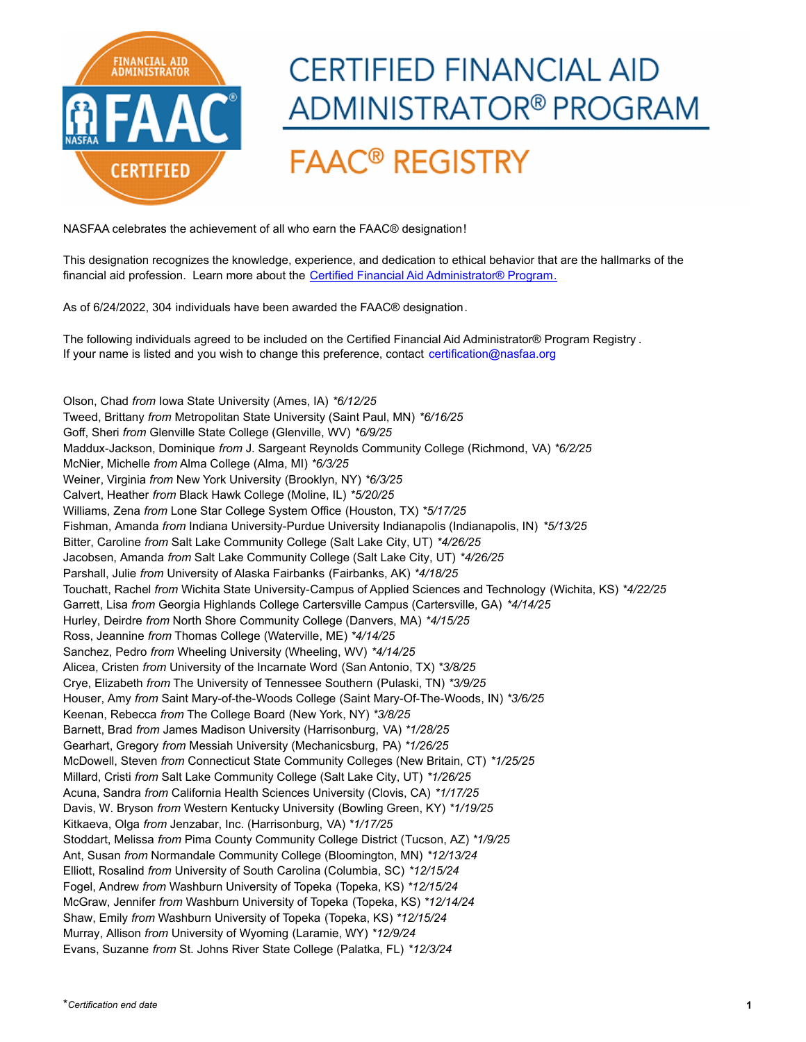# CERTIFIED FINANCIAL AID ADMINISTRATOR® PROGRAM

## FAAC® REGISTRY

NASFAA celebrates the achievement of all who earn the FAAC® designation!

This designation recognizes the knowledge, experience, and dedication to ethical behavior that are the hallmarks of the financial aid profession. Learn more about the Certified Financial Aid Administrator® Program.

As of 6/24/2022, 304 individuals have been awarded the FAAC® designation.

The following individuals agreed to be included on the Certified Financial Aid Administrator® Program Registry. If your name is listed and you wish to change this preference, contact certification@nasfaa.org

Olson, Chad *from* Iowa State University (Ames, IA) **6/12/25*
Tweed, Brittany *from* Metropolitan State University (Saint Paul, MN) **6/16/25*
Goff, Sheri *from* Glenville State College (Glenville, WV) **6/9/25*
Maddux-Jackson, Dominique *from* J. Sargeant Reynolds Community College (Richmond, VA) **6/2/25*
McNier, Michelle *from* Alma College (Alma, MI) **6/3/25*
Weiner, Virginia *from* New York University (Brooklyn, NY) **6/3/25*
Calvert, Heather *from* Black Hawk College (Moline, IL) **5/20/25*
Williams, Zena *from* Lone Star College System Office (Houston, TX) **5/17/25*
Fishman, Amanda *from* Indiana University-Purdue University Indianapolis (Indianapolis, IN) **5/13/25*
Bitter, Caroline *from* Salt Lake Community College (Salt Lake City, UT) **4/26/25*
Jacobsen, Amanda *from* Salt Lake Community College (Salt Lake City, UT) **4/26/25*
Parshall, Julie *from* University of Alaska Fairbanks (Fairbanks, AK) **4/18/25*
Touchatt, Rachel *from* Wichita State University-Campus of Applied Sciences and Technology (Wichita, KS) **4/22/25*
Garrett, Lisa *from* Georgia Highlands College Cartersville Campus (Cartersville, GA) **4/14/25*
Hurley, Deirdre *from* North Shore Community College (Danvers, MA) **4/15/25*
Ross, Jeannine *from* Thomas College (Waterville, ME) **4/14/25*
Sanchez, Pedro *from* Wheeling University (Wheeling, WV) **4/14/25*
Alicea, Cristen *from* University of the Incarnate Word (San Antonio, TX) **3/8/25*
Crye, Elizabeth *from* The University of Tennessee Southern (Pulaski, TN) **3/9/25*
Houser, Amy *from* Saint Mary-of-the-Woods College (Saint Mary-Of-The-Woods, IN) **3/6/25*
Keenan, Rebecca *from* The College Board (New York, NY) **3/8/25*
Barnett, Brad *from* James Madison University (Harrisonburg, VA) **1/28/25*
Gearhart, Gregory *from* Messiah University (Mechanicsburg, PA) **1/26/25*
McDowell, Steven *from* Connecticut State Community Colleges (New Britain, CT) **1/25/25*
Millard, Cristi *from* Salt Lake Community College (Salt Lake City, UT) **1/26/25*
Acuna, Sandra *from* California Health Sciences University (Clovis, CA) **1/17/25*
Davis, W. Bryson *from* Western Kentucky University (Bowling Green, KY) **1/19/25*
Kitkaeva, Olga *from* Jenzabar, Inc. (Harrisonburg, VA) **1/17/25*
Stoddart, Melissa *from* Pima County Community College District (Tucson, AZ) **1/9/25*
Ant, Susan *from* Normandale Community College (Bloomington, MN) **12/13/24*
Elliott, Rosalind *from* University of South Carolina (Columbia, SC) **12/15/24*
Fogel, Andrew *from* Washburn University of Topeka (Topeka, KS) **12/15/24*
McGraw, Jennifer *from* Washburn University of Topeka (Topeka, KS) **12/14/24*
Shaw, Emily *from* Washburn University of Topeka (Topeka, KS) **12/15/24*
Murray, Allison *from* University of Wyoming (Laramie, WY) **12/9/24*
Evans, Suzanne *from* St. Johns River State College (Palatka, FL) **12/3/24*

**Certification end date*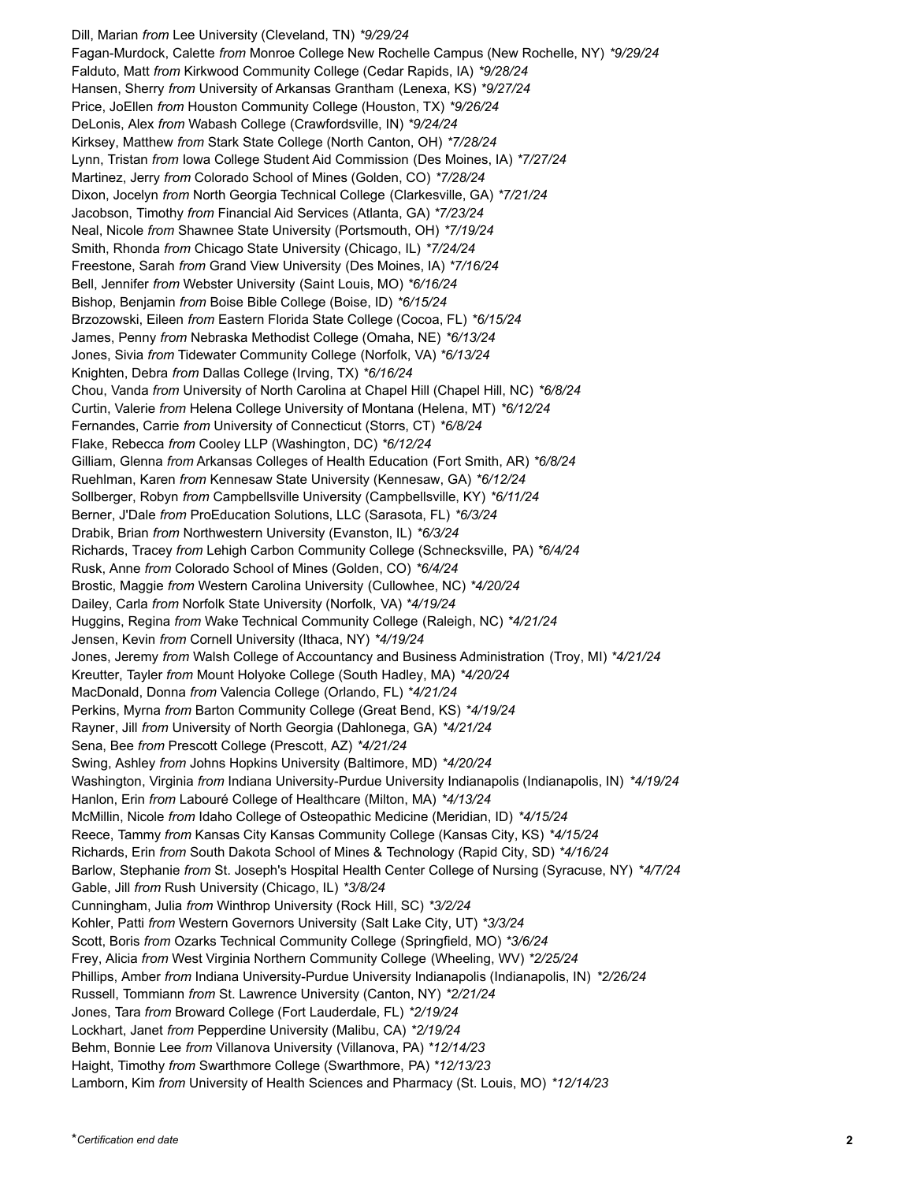Dill, Marian *from* Lee University (Cleveland, TN) *\*9/29/24*
Fagan-Murdock, Calette *from* Monroe College New Rochelle Campus (New Rochelle, NY) *\*9/29/24*
Falduto, Matt *from* Kirkwood Community College (Cedar Rapids, IA) *\*9/28/24*
Hansen, Sherry *from* University of Arkansas Grantham (Lenexa, KS) *\*9/27/24*
Price, JoEllen *from* Houston Community College (Houston, TX) *\*9/26/24*
DeLonis, Alex *from* Wabash College (Crawfordsville, IN) *\*9/24/24*
Kirksey, Matthew *from* Stark State College (North Canton, OH) *\*7/28/24*
Lynn, Tristan *from* Iowa College Student Aid Commission (Des Moines, IA) *\*7/27/24*
Martinez, Jerry *from* Colorado School of Mines (Golden, CO) *\*7/28/24*
Dixon, Jocelyn *from* North Georgia Technical College (Clarkesville, GA) *\*7/21/24*
Jacobson, Timothy *from* Financial Aid Services (Atlanta, GA) *\*7/23/24*
Neal, Nicole *from* Shawnee State University (Portsmouth, OH) *\*7/19/24*
Smith, Rhonda *from* Chicago State University (Chicago, IL) *\*7/24/24*
Freestone, Sarah *from* Grand View University (Des Moines, IA) *\*7/16/24*
Bell, Jennifer *from* Webster University (Saint Louis, MO) *\*6/16/24*
Bishop, Benjamin *from* Boise Bible College (Boise, ID) *\*6/15/24*
Brzozowski, Eileen *from* Eastern Florida State College (Cocoa, FL) *\*6/15/24*
James, Penny *from* Nebraska Methodist College (Omaha, NE) *\*6/13/24*
Jones, Sivia *from* Tidewater Community College (Norfolk, VA) *\*6/13/24*
Knighten, Debra *from* Dallas College (Irving, TX) *\*6/16/24*
Chou, Vanda *from* University of North Carolina at Chapel Hill (Chapel Hill, NC) *\*6/8/24*
Curtin, Valerie *from* Helena College University of Montana (Helena, MT) *\*6/12/24*
Fernandes, Carrie *from* University of Connecticut (Storrs, CT) *\*6/8/24*
Flake, Rebecca *from* Cooley LLP (Washington, DC) *\*6/12/24*
Gilliam, Glenna *from* Arkansas Colleges of Health Education (Fort Smith, AR) *\*6/8/24*
Ruehlman, Karen *from* Kennesaw State University (Kennesaw, GA) *\*6/12/24*
Sollberger, Robyn *from* Campbellsville University (Campbellsville, KY) *\*6/11/24*
Berner, J'Dale *from* ProEducation Solutions, LLC (Sarasota, FL) *\*6/3/24*
Drabik, Brian *from* Northwestern University (Evanston, IL) *\*6/3/24*
Richards, Tracey *from* Lehigh Carbon Community College (Schnecksville, PA) *\*6/4/24*
Rusk, Anne *from* Colorado School of Mines (Golden, CO) *\*6/4/24*
Brostic, Maggie *from* Western Carolina University (Cullowhee, NC) *\*4/20/24*
Dailey, Carla *from* Norfolk State University (Norfolk, VA) *\*4/19/24*
Huggins, Regina *from* Wake Technical Community College (Raleigh, NC) *\*4/21/24*
Jensen, Kevin *from* Cornell University (Ithaca, NY) *\*4/19/24*
Jones, Jeremy *from* Walsh College of Accountancy and Business Administration (Troy, MI) *\*4/21/24*
Kreutter, Tayler *from* Mount Holyoke College (South Hadley, MA) *\*4/20/24*
MacDonald, Donna *from* Valencia College (Orlando, FL) *\*4/21/24*
Perkins, Myrna *from* Barton Community College (Great Bend, KS) *\*4/19/24*
Rayner, Jill *from* University of North Georgia (Dahlonega, GA) *\*4/21/24*
Sena, Bee *from* Prescott College (Prescott, AZ) *\*4/21/24*
Swing, Ashley *from* Johns Hopkins University (Baltimore, MD) *\*4/20/24*
Washington, Virginia *from* Indiana University-Purdue University Indianapolis (Indianapolis, IN) *\*4/19/24*
Hanlon, Erin *from* Labouré College of Healthcare (Milton, MA) *\*4/13/24*
McMillin, Nicole *from* Idaho College of Osteopathic Medicine (Meridian, ID) *\*4/15/24*
Reece, Tammy *from* Kansas City Kansas Community College (Kansas City, KS) *\*4/15/24*
Richards, Erin *from* South Dakota School of Mines & Technology (Rapid City, SD) *\*4/16/24*
Barlow, Stephanie *from* St. Joseph's Hospital Health Center College of Nursing (Syracuse, NY) *\*4/7/24*
Gable, Jill *from* Rush University (Chicago, IL) *\*3/8/24*
Cunningham, Julia *from* Winthrop University (Rock Hill, SC) *\*3/2/24*
Kohler, Patti *from* Western Governors University (Salt Lake City, UT) *\*3/3/24*
Scott, Boris *from* Ozarks Technical Community College (Springfield, MO) *\*3/6/24*
Frey, Alicia *from* West Virginia Northern Community College (Wheeling, WV) *\*2/25/24*
Phillips, Amber *from* Indiana University-Purdue University Indianapolis (Indianapolis, IN) *\*2/26/24*
Russell, Tommiann *from* St. Lawrence University (Canton, NY) *\*2/21/24*
Jones, Tara *from* Broward College (Fort Lauderdale, FL) *\*2/19/24*
Lockhart, Janet *from* Pepperdine University (Malibu, CA) *\*2/19/24*
Behm, Bonnie Lee *from* Villanova University (Villanova, PA) *\*12/14/23*
Haight, Timothy *from* Swarthmore College (Swarthmore, PA) *\*12/13/23*
Lamborn, Kim *from* University of Health Sciences and Pharmacy (St. Louis, MO) *\*12/14/23*

\**Certification end date*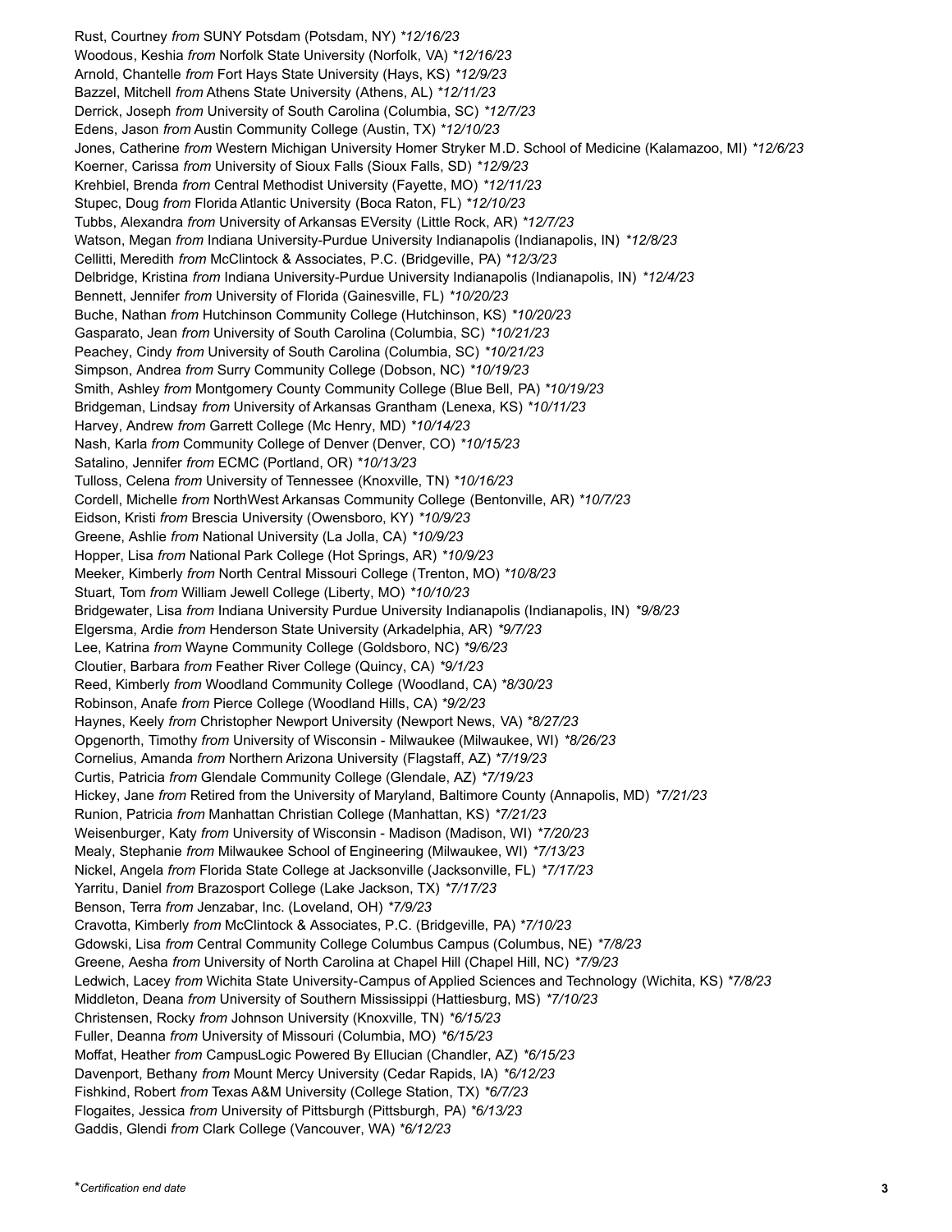Rust, Courtney *from* SUNY Potsdam (Potsdam, NY) **12/16/23*
Woodous, Keshia *from* Norfolk State University (Norfolk, VA) **12/16/23*
Arnold, Chantelle *from* Fort Hays State University (Hays, KS) **12/9/23*
Bazzel, Mitchell *from* Athens State University (Athens, AL) **12/11/23*
Derrick, Joseph *from* University of South Carolina (Columbia, SC) **12/7/23*
Edens, Jason *from* Austin Community College (Austin, TX) **12/10/23*
Jones, Catherine *from* Western Michigan University Homer Stryker M.D. School of Medicine (Kalamazoo, MI) **12/6/23*
Koerner, Carissa *from* University of Sioux Falls (Sioux Falls, SD) **12/9/23*
Krehbiel, Brenda *from* Central Methodist University (Fayette, MO) **12/11/23*
Stupec, Doug *from* Florida Atlantic University (Boca Raton, FL) **12/10/23*
Tubbs, Alexandra *from* University of Arkansas EVersity (Little Rock, AR) **12/7/23*
Watson, Megan *from* Indiana University-Purdue University Indianapolis (Indianapolis, IN) **12/8/23*
Cellitti, Meredith *from* McClintock & Associates, P.C. (Bridgeville, PA) **12/3/23*
Delbridge, Kristina *from* Indiana University-Purdue University Indianapolis (Indianapolis, IN) **12/4/23*
Bennett, Jennifer *from* University of Florida (Gainesville, FL) **10/20/23*
Buche, Nathan *from* Hutchinson Community College (Hutchinson, KS) **10/20/23*
Gasparato, Jean *from* University of South Carolina (Columbia, SC) **10/21/23*
Peachey, Cindy *from* University of South Carolina (Columbia, SC) **10/21/23*
Simpson, Andrea *from* Surry Community College (Dobson, NC) **10/19/23*
Smith, Ashley *from* Montgomery County Community College (Blue Bell, PA) **10/19/23*
Bridgeman, Lindsay *from* University of Arkansas Grantham (Lenexa, KS) **10/11/23*
Harvey, Andrew *from* Garrett College (Mc Henry, MD) **10/14/23*
Nash, Karla *from* Community College of Denver (Denver, CO) **10/15/23*
Satalino, Jennifer *from* ECMC (Portland, OR) **10/13/23*
Tulloss, Celena *from* University of Tennessee (Knoxville, TN) **10/16/23*
Cordell, Michelle *from* NorthWest Arkansas Community College (Bentonville, AR) **10/7/23*
Eidson, Kristi *from* Brescia University (Owensboro, KY) **10/9/23*
Greene, Ashlie *from* National University (La Jolla, CA) **10/9/23*
Hopper, Lisa *from* National Park College (Hot Springs, AR) **10/9/23*
Meeker, Kimberly *from* North Central Missouri College (Trenton, MO) **10/8/23*
Stuart, Tom *from* William Jewell College (Liberty, MO) **10/10/23*
Bridgewater, Lisa *from* Indiana University Purdue University Indianapolis (Indianapolis, IN) **9/8/23*
Elgersma, Ardie *from* Henderson State University (Arkadelphia, AR) **9/7/23*
Lee, Katrina *from* Wayne Community College (Goldsboro, NC) **9/6/23*
Cloutier, Barbara *from* Feather River College (Quincy, CA) **9/1/23*
Reed, Kimberly *from* Woodland Community College (Woodland, CA) **8/30/23*
Robinson, Anafe *from* Pierce College (Woodland Hills, CA) **9/2/23*
Haynes, Keely *from* Christopher Newport University (Newport News, VA) **8/27/23*
Opgenorth, Timothy *from* University of Wisconsin - Milwaukee (Milwaukee, WI) **8/26/23*
Cornelius, Amanda *from* Northern Arizona University (Flagstaff, AZ) **7/19/23*
Curtis, Patricia *from* Glendale Community College (Glendale, AZ) **7/19/23*
Hickey, Jane *from* Retired from the University of Maryland, Baltimore County (Annapolis, MD) **7/21/23*
Runion, Patricia *from* Manhattan Christian College (Manhattan, KS) **7/21/23*
Weisenburger, Katy *from* University of Wisconsin - Madison (Madison, WI) **7/20/23*
Mealy, Stephanie *from* Milwaukee School of Engineering (Milwaukee, WI) **7/13/23*
Nickel, Angela *from* Florida State College at Jacksonville (Jacksonville, FL) **7/17/23*
Yarritu, Daniel *from* Brazosport College (Lake Jackson, TX) **7/17/23*
Benson, Terra *from* Jenzabar, Inc. (Loveland, OH) **7/9/23*
Cravotta, Kimberly *from* McClintock & Associates, P.C. (Bridgeville, PA) **7/10/23*
Gdowski, Lisa *from* Central Community College Columbus Campus (Columbus, NE) **7/8/23*
Greene, Aesha *from* University of North Carolina at Chapel Hill (Chapel Hill, NC) **7/9/23*
Ledwich, Lacey *from* Wichita State University-Campus of Applied Sciences and Technology (Wichita, KS) **7/8/23*
Middleton, Deana *from* University of Southern Mississippi (Hattiesburg, MS) **7/10/23*
Christensen, Rocky *from* Johnson University (Knoxville, TN) **6/15/23*
Fuller, Deanna *from* University of Missouri (Columbia, MO) **6/15/23*
Moffat, Heather *from* CampusLogic Powered By Ellucian (Chandler, AZ) **6/15/23*
Davenport, Bethany *from* Mount Mercy University (Cedar Rapids, IA) **6/12/23*
Fishkind, Robert *from* Texas A&M University (College Station, TX) **6/7/23*
Flogaites, Jessica *from* University of Pittsburgh (Pittsburgh, PA) **6/13/23*
Gaddis, Glendi *from* Clark College (Vancouver, WA) **6/12/23*

**Certification end date*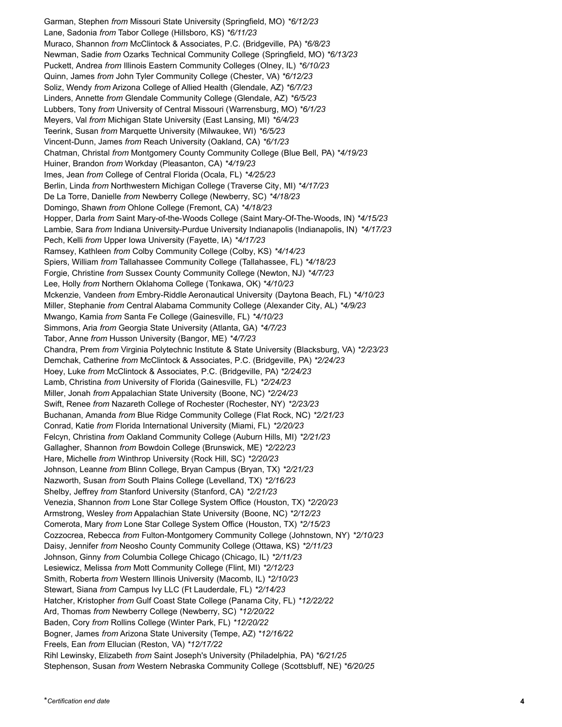Garman, Stephen *from* Missouri State University (Springfield, MO) *\*6/12/23*
Lane, Sadonia *from* Tabor College (Hillsboro, KS) *\*6/11/23*
Muraco, Shannon *from* McClintock & Associates, P.C. (Bridgeville, PA) *\*6/8/23*
Newman, Sadie *from* Ozarks Technical Community College (Springfield, MO) *\*6/13/23*
Puckett, Andrea *from* Illinois Eastern Community Colleges (Olney, IL) *\*6/10/23*
Quinn, James *from* John Tyler Community College (Chester, VA) *\*6/12/23*
Soliz, Wendy *from* Arizona College of Allied Health (Glendale, AZ) *\*6/7/23*
Linders, Annette *from* Glendale Community College (Glendale, AZ) *\*6/5/23*
Lubbers, Tony *from* University of Central Missouri (Warrensburg, MO) *\*6/1/23*
Meyers, Val *from* Michigan State University (East Lansing, MI) *\*6/4/23*
Teerink, Susan *from* Marquette University (Milwaukee, WI) *\*6/5/23*
Vincent-Dunn, James *from* Reach University (Oakland, CA) *\*6/1/23*
Chatman, Christal *from* Montgomery County Community College (Blue Bell, PA) *\*4/19/23*
Huiner, Brandon *from* Workday (Pleasanton, CA) *\*4/19/23*
Imes, Jean *from* College of Central Florida (Ocala, FL) *\*4/25/23*
Berlin, Linda *from* Northwestern Michigan College (Traverse City, MI) *\*4/17/23*
De La Torre, Danielle *from* Newberry College (Newberry, SC) *\*4/18/23*
Domingo, Shawn *from* Ohlone College (Fremont, CA) *\*4/18/23*
Hopper, Darla *from* Saint Mary-of-the-Woods College (Saint Mary-Of-The-Woods, IN) *\*4/15/23*
Lambie, Sara *from* Indiana University-Purdue University Indianapolis (Indianapolis, IN) *\*4/17/23*
Pech, Kelli *from* Upper Iowa University (Fayette, IA) *\*4/17/23*
Ramsey, Kathleen *from* Colby Community College (Colby, KS) *\*4/14/23*
Spiers, William *from* Tallahassee Community College (Tallahassee, FL) *\*4/18/23*
Forgie, Christine *from* Sussex County Community College (Newton, NJ) *\*4/7/23*
Lee, Holly *from* Northern Oklahoma College (Tonkawa, OK) *\*4/10/23*
Mckenzie, Vandeen *from* Embry-Riddle Aeronautical University (Daytona Beach, FL) *\*4/10/23*
Miller, Stephanie *from* Central Alabama Community College (Alexander City, AL) *\*4/9/23*
Mwango, Kamia *from* Santa Fe College (Gainesville, FL) *\*4/10/23*
Simmons, Aria *from* Georgia State University (Atlanta, GA) *\*4/7/23*
Tabor, Anne *from* Husson University (Bangor, ME) *\*4/7/23*
Chandra, Prem *from* Virginia Polytechnic Institute & State University (Blacksburg, VA) *\*2/23/23*
Demchak, Catherine *from* McClintock & Associates, P.C. (Bridgeville, PA) *\*2/24/23*
Hoey, Luke *from* McClintock & Associates, P.C. (Bridgeville, PA) *\*2/24/23*
Lamb, Christina *from* University of Florida (Gainesville, FL) *\*2/24/23*
Miller, Jonah *from* Appalachian State University (Boone, NC) *\*2/24/23*
Swift, Renee *from* Nazareth College of Rochester (Rochester, NY) *\*2/23/23*
Buchanan, Amanda *from* Blue Ridge Community College (Flat Rock, NC) *\*2/21/23*
Conrad, Katie *from* Florida International University (Miami, FL) *\*2/20/23*
Felcyn, Christina *from* Oakland Community College (Auburn Hills, MI) *\*2/21/23*
Gallagher, Shannon *from* Bowdoin College (Brunswick, ME) *\*2/22/23*
Hare, Michelle *from* Winthrop University (Rock Hill, SC) *\*2/20/23*
Johnson, Leanne *from* Blinn College, Bryan Campus (Bryan, TX) *\*2/21/23*
Nazworth, Susan *from* South Plains College (Levelland, TX) *\*2/16/23*
Shelby, Jeffrey *from* Stanford University (Stanford, CA) *\*2/21/23*
Venezia, Shannon *from* Lone Star College System Office (Houston, TX) *\*2/20/23*
Armstrong, Wesley *from* Appalachian State University (Boone, NC) *\*2/12/23*
Comerota, Mary *from* Lone Star College System Office (Houston, TX) *\*2/15/23*
Cozzocrea, Rebecca *from* Fulton-Montgomery Community College (Johnstown, NY) *\*2/10/23*
Daisy, Jennifer *from* Neosho County Community College (Ottawa, KS) *\*2/11/23*
Johnson, Ginny *from* Columbia College Chicago (Chicago, IL) *\*2/11/23*
Lesiewicz, Melissa *from* Mott Community College (Flint, MI) *\*2/12/23*
Smith, Roberta *from* Western Illinois University (Macomb, IL) *\*2/10/23*
Stewart, Siana *from* Campus Ivy LLC (Ft Lauderdale, FL) *\*2/14/23*
Hatcher, Kristopher *from* Gulf Coast State College (Panama City, FL) *\*12/22/22*
Ard, Thomas *from* Newberry College (Newberry, SC) *\*12/20/22*
Baden, Cory *from* Rollins College (Winter Park, FL) *\*12/20/22*
Bogner, James *from* Arizona State University (Tempe, AZ) *\*12/16/22*
Freels, Ean *from* Ellucian (Reston, VA) *\*12/17/22*
Rihl Lewinsky, Elizabeth *from* Saint Joseph's University (Philadelphia, PA) *\*6/21/25*
Stephenson, Susan *from* Western Nebraska Community College (Scottsbluff, NE) *\*6/20/25*

\**Certification end date*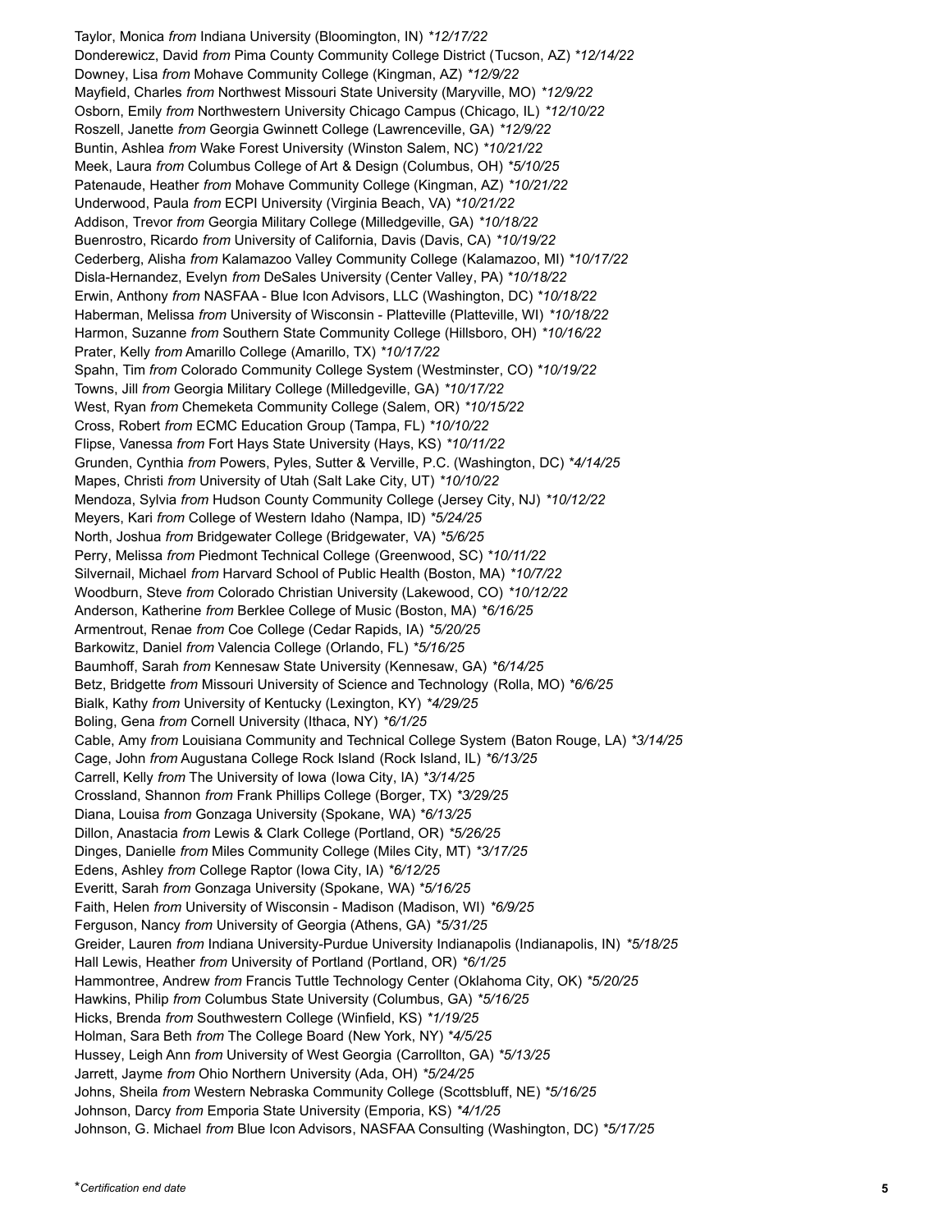Taylor, Monica *from* Indiana University (Bloomington, IN) *\*12/17/22*
Donderewicz, David *from* Pima County Community College District (Tucson, AZ) *\*12/14/22*
Downey, Lisa *from* Mohave Community College (Kingman, AZ) *\*12/9/22*
Mayfield, Charles *from* Northwest Missouri State University (Maryville, MO) *\*12/9/22*
Osborn, Emily *from* Northwestern University Chicago Campus (Chicago, IL) *\*12/10/22*
Roszell, Janette *from* Georgia Gwinnett College (Lawrenceville, GA) *\*12/9/22*
Buntin, Ashlea *from* Wake Forest University (Winston Salem, NC) *\*10/21/22*
Meek, Laura *from* Columbus College of Art & Design (Columbus, OH) *\*5/10/25*
Patenaude, Heather *from* Mohave Community College (Kingman, AZ) *\*10/21/22*
Underwood, Paula *from* ECPI University (Virginia Beach, VA) *\*10/21/22*
Addison, Trevor *from* Georgia Military College (Milledgeville, GA) *\*10/18/22*
Buenrostro, Ricardo *from* University of California, Davis (Davis, CA) *\*10/19/22*
Cederberg, Alisha *from* Kalamazoo Valley Community College (Kalamazoo, MI) *\*10/17/22*
Disla-Hernandez, Evelyn *from* DeSales University (Center Valley, PA) *\*10/18/22*
Erwin, Anthony *from* NASFAA - Blue Icon Advisors, LLC (Washington, DC) *\*10/18/22*
Haberman, Melissa *from* University of Wisconsin - Platteville (Platteville, WI) *\*10/18/22*
Harmon, Suzanne *from* Southern State Community College (Hillsboro, OH) *\*10/16/22*
Prater, Kelly *from* Amarillo College (Amarillo, TX) *\*10/17/22*
Spahn, Tim *from* Colorado Community College System (Westminster, CO) *\*10/19/22*
Towns, Jill *from* Georgia Military College (Milledgeville, GA) *\*10/17/22*
West, Ryan *from* Chemeketa Community College (Salem, OR) *\*10/15/22*
Cross, Robert *from* ECMC Education Group (Tampa, FL) *\*10/10/22*
Flipse, Vanessa *from* Fort Hays State University (Hays, KS) *\*10/11/22*
Grunden, Cynthia *from* Powers, Pyles, Sutter & Verville, P.C. (Washington, DC) *\*4/14/25*
Mapes, Christi *from* University of Utah (Salt Lake City, UT) *\*10/10/22*
Mendoza, Sylvia *from* Hudson County Community College (Jersey City, NJ) *\*10/12/22*
Meyers, Kari *from* College of Western Idaho (Nampa, ID) *\*5/24/25*
North, Joshua *from* Bridgewater College (Bridgewater, VA) *\*5/6/25*
Perry, Melissa *from* Piedmont Technical College (Greenwood, SC) *\*10/11/22*
Silvernail, Michael *from* Harvard School of Public Health (Boston, MA) *\*10/7/22*
Woodburn, Steve *from* Colorado Christian University (Lakewood, CO) *\*10/12/22*
Anderson, Katherine *from* Berklee College of Music (Boston, MA) *\*6/16/25*
Armentrout, Renae *from* Coe College (Cedar Rapids, IA) *\*5/20/25*
Barkowitz, Daniel *from* Valencia College (Orlando, FL) *\*5/16/25*
Baumhoff, Sarah *from* Kennesaw State University (Kennesaw, GA) *\*6/14/25*
Betz, Bridgette *from* Missouri University of Science and Technology (Rolla, MO) *\*6/6/25*
Bialk, Kathy *from* University of Kentucky (Lexington, KY) *\*4/29/25*
Boling, Gena *from* Cornell University (Ithaca, NY) *\*6/1/25*
Cable, Amy *from* Louisiana Community and Technical College System (Baton Rouge, LA) *\*3/14/25*
Cage, John *from* Augustana College Rock Island (Rock Island, IL) *\*6/13/25*
Carrell, Kelly *from* The University of Iowa (Iowa City, IA) *\*3/14/25*
Crossland, Shannon *from* Frank Phillips College (Borger, TX) *\*3/29/25*
Diana, Louisa *from* Gonzaga University (Spokane, WA) *\*6/13/25*
Dillon, Anastacia *from* Lewis & Clark College (Portland, OR) *\*5/26/25*
Dinges, Danielle *from* Miles Community College (Miles City, MT) *\*3/17/25*
Edens, Ashley *from* College Raptor (Iowa City, IA) *\*6/12/25*
Everitt, Sarah *from* Gonzaga University (Spokane, WA) *\*5/16/25*
Faith, Helen *from* University of Wisconsin - Madison (Madison, WI) *\*6/9/25*
Ferguson, Nancy *from* University of Georgia (Athens, GA) *\*5/31/25*
Greider, Lauren *from* Indiana University-Purdue University Indianapolis (Indianapolis, IN) *\*5/18/25*
Hall Lewis, Heather *from* University of Portland (Portland, OR) *\*6/1/25*
Hammontree, Andrew *from* Francis Tuttle Technology Center (Oklahoma City, OK) *\*5/20/25*
Hawkins, Philip *from* Columbus State University (Columbus, GA) *\*5/16/25*
Hicks, Brenda *from* Southwestern College (Winfield, KS) *\*1/19/25*
Holman, Sara Beth *from* The College Board (New York, NY) *\*4/5/25*
Hussey, Leigh Ann *from* University of West Georgia (Carrollton, GA) *\*5/13/25*
Jarrett, Jayme *from* Ohio Northern University (Ada, OH) *\*5/24/25*
Johns, Sheila *from* Western Nebraska Community College (Scottsbluff, NE) *\*5/16/25*
Johnson, Darcy *from* Emporia State University (Emporia, KS) *\*4/1/25*
Johnson, G. Michael *from* Blue Icon Advisors, NASFAA Consulting (Washington, DC) *\*5/17/25*

\**Certification end date*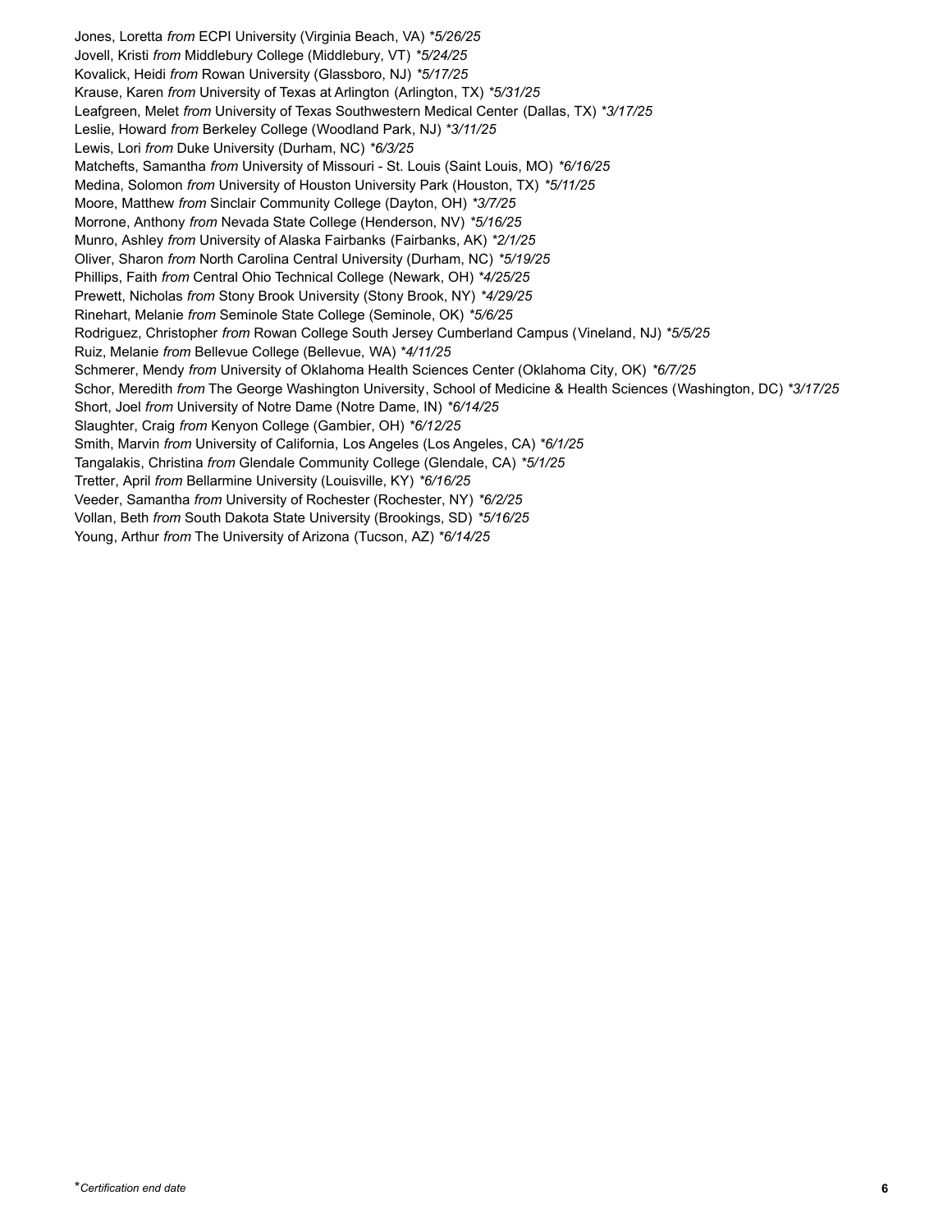Jones, Loretta *from* ECPI University (Virginia Beach, VA) **5/26/25*
Jovell, Kristi *from* Middlebury College (Middlebury, VT) **5/24/25*
Kovalick, Heidi *from* Rowan University (Glassboro, NJ) **5/17/25*
Krause, Karen *from* University of Texas at Arlington (Arlington, TX) **5/31/25*
Leafgreen, Melet *from* University of Texas Southwestern Medical Center (Dallas, TX) **3/17/25*
Leslie, Howard *from* Berkeley College (Woodland Park, NJ) **3/11/25*
Lewis, Lori *from* Duke University (Durham, NC) **6/3/25*
Matchefts, Samantha *from* University of Missouri - St. Louis (Saint Louis, MO) **6/16/25*
Medina, Solomon *from* University of Houston University Park (Houston, TX) **5/11/25*
Moore, Matthew *from* Sinclair Community College (Dayton, OH) **3/7/25*
Morrone, Anthony *from* Nevada State College (Henderson, NV) **5/16/25*
Munro, Ashley *from* University of Alaska Fairbanks (Fairbanks, AK) **2/1/25*
Oliver, Sharon *from* North Carolina Central University (Durham, NC) **5/19/25*
Phillips, Faith *from* Central Ohio Technical College (Newark, OH) **4/25/25*
Prewett, Nicholas *from* Stony Brook University (Stony Brook, NY) **4/29/25*
Rinehart, Melanie *from* Seminole State College (Seminole, OK) **5/6/25*
Rodriguez, Christopher *from* Rowan College South Jersey Cumberland Campus (Vineland, NJ) **5/5/25*
Ruiz, Melanie *from* Bellevue College (Bellevue, WA) **4/11/25*
Schmerer, Mendy *from* University of Oklahoma Health Sciences Center (Oklahoma City, OK) **6/7/25*
Schor, Meredith *from* The George Washington University, School of Medicine & Health Sciences (Washington, DC) **3/17/25*
Short, Joel *from* University of Notre Dame (Notre Dame, IN) **6/14/25*
Slaughter, Craig *from* Kenyon College (Gambier, OH) **6/12/25*
Smith, Marvin *from* University of California, Los Angeles (Los Angeles, CA) **6/1/25*
Tangalakis, Christina *from* Glendale Community College (Glendale, CA) **5/1/25*
Tretter, April *from* Bellarmine University (Louisville, KY) **6/16/25*
Veeder, Samantha *from* University of Rochester (Rochester, NY) **6/2/25*
Vollan, Beth *from* South Dakota State University (Brookings, SD) **5/16/25*
Young, Arthur *from* The University of Arizona (Tucson, AZ) **6/14/25*

**Certification end date*